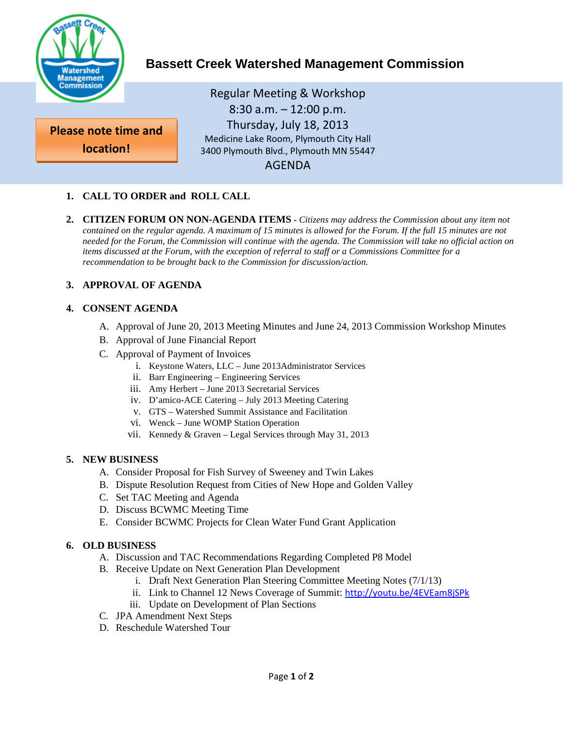# Bassett Creek Watershed Management Commission

**Please note time and location!**

Regular Meeting & Workshop
8:30 a.m. – 12:00 p.m.
Thursday, July 18, 2013
Medicine Lake Room, Plymouth City Hall
3400 Plymouth Blvd., Plymouth MN 55447

AGENDA

1. **CALL TO ORDER and ROLL CALL**

2. **CITIZEN FORUM ON NON-AGENDA ITEMS** - *Citizens may address the Commission about any item not contained on the regular agenda. A maximum of 15 minutes is allowed for the Forum. If the full 15 minutes are not needed for the Forum, the Commission will continue with the agenda. The Commission will take no official action on items discussed at the Forum, with the exception of referral to staff or a Commissions Committee for a recommendation to be brought back to the Commission for discussion/action.*

3. **APPROVAL OF AGENDA**

4. **CONSENT AGENDA**
   A. Approval of June 20, 2013 Meeting Minutes and June 24, 2013 Commission Workshop Minutes
   B. Approval of June Financial Report
   C. Approval of Payment of Invoices
      i. Keystone Waters, LLC – June 2013Administrator Services
      ii. Barr Engineering – Engineering Services
      iii. Amy Herbert – June 2013 Secretarial Services
      iv. D'amico-ACE Catering – July 2013 Meeting Catering
      v. GTS – Watershed Summit Assistance and Facilitation
      vi. Wenck – June WOMP Station Operation
      vii. Kennedy & Graven – Legal Services through May 31, 2013

5. **NEW BUSINESS**
   A. Consider Proposal for Fish Survey of Sweeney and Twin Lakes
   B. Dispute Resolution Request from Cities of New Hope and Golden Valley
   C. Set TAC Meeting and Agenda
   D. Discuss BCWMC Meeting Time
   E. Consider BCWMC Projects for Clean Water Fund Grant Application

6. **OLD BUSINESS**
   A. Discussion and TAC Recommendations Regarding Completed P8 Model
   B. Receive Update on Next Generation Plan Development
      i. Draft Next Generation Plan Steering Committee Meeting Notes (7/1/13)
      ii. Link to Channel 12 News Coverage of Summit: http://youtu.be/4EVEam8jSPk
      iii. Update on Development of Plan Sections
   C. JPA Amendment Next Steps
   D. Reschedule Watershed Tour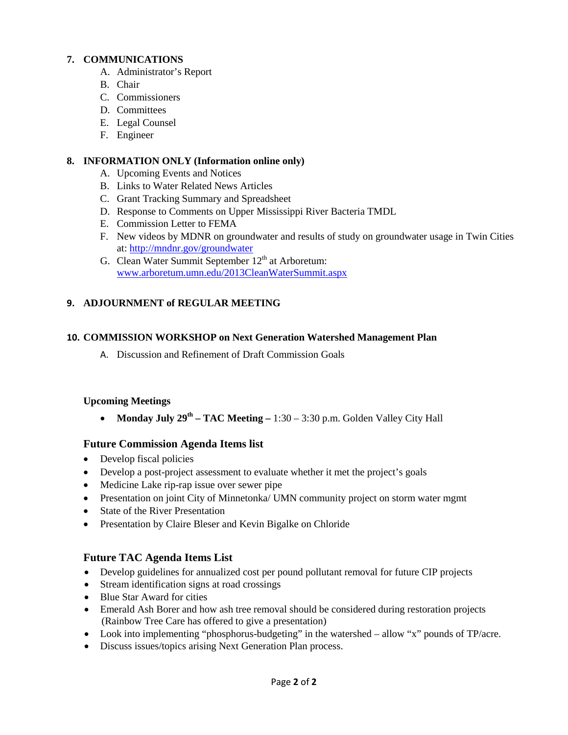## 7. COMMUNICATIONS

A. Administrator's Report
B. Chair
C. Commissioners
D. Committees
E. Legal Counsel
F. Engineer

## 8. INFORMATION ONLY (Information online only)

A. Upcoming Events and Notices
B. Links to Water Related News Articles
C. Grant Tracking Summary and Spreadsheet
D. Response to Comments on Upper Mississippi River Bacteria TMDL
E. Commission Letter to FEMA
F. New videos by MDNR on groundwater and results of study on groundwater usage in Twin Cities at: http://mndnr.gov/groundwater
G. Clean Water Summit September 12th at Arboretum: www.arboretum.umn.edu/2013CleanWaterSummit.aspx

## 9. ADJOURNMENT of REGULAR MEETING

## 10. COMMISSION WORKSHOP on Next Generation Watershed Management Plan

A. Discussion and Refinement of Draft Commission Goals

**Upcoming Meetings**

- **Monday July 29th – TAC Meeting –** 1:30 – 3:30 p.m. Golden Valley City Hall

### Future Commission Agenda Items list

- Develop fiscal policies
- Develop a post-project assessment to evaluate whether it met the project's goals
- Medicine Lake rip-rap issue over sewer pipe
- Presentation on joint City of Minnetonka/ UMN community project on storm water mgmt
- State of the River Presentation
- Presentation by Claire Bleser and Kevin Bigalke on Chloride

### Future TAC Agenda Items List

- Develop guidelines for annualized cost per pound pollutant removal for future CIP projects
- Stream identification signs at road crossings
- Blue Star Award for cities
- Emerald Ash Borer and how ash tree removal should be considered during restoration projects (Rainbow Tree Care has offered to give a presentation)
- Look into implementing "phosphorus-budgeting" in the watershed – allow "x" pounds of TP/acre.
- Discuss issues/topics arising Next Generation Plan process.